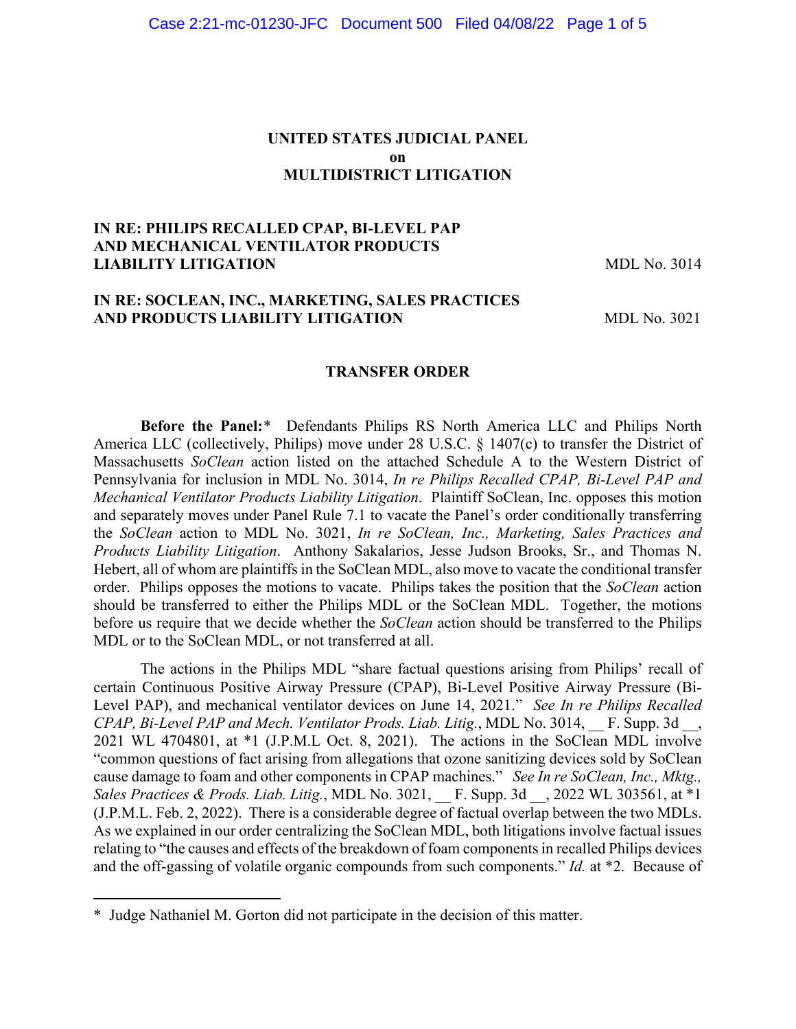**UNITED STATES JUDICIAL PANEL**
**on**
**MULTIDISTRICT LITIGATION**

**IN RE: PHILIPS RECALLED CPAP, BI-LEVEL PAP AND MECHANICAL VENTILATOR PRODUCTS LIABILITY LITIGATION** MDL No. 3014

**IN RE: SOCLEAN, INC., MARKETING, SALES PRACTICES AND PRODUCTS LIABILITY LITIGATION** MDL No. 3021

**TRANSFER ORDER**

**Before the Panel:*** Defendants Philips RS North America LLC and Philips North America LLC (collectively, Philips) move under 28 U.S.C. § 1407(c) to transfer the District of Massachusetts *SoClean* action listed on the attached Schedule A to the Western District of Pennsylvania for inclusion in MDL No. 3014, *In re Philips Recalled CPAP, Bi-Level PAP and Mechanical Ventilator Products Liability Litigation*. Plaintiff SoClean, Inc. opposes this motion and separately moves under Panel Rule 7.1 to vacate the Panel's order conditionally transferring the *SoClean* action to MDL No. 3021, *In re SoClean, Inc., Marketing, Sales Practices and Products Liability Litigation*. Anthony Sakalarios, Jesse Judson Brooks, Sr., and Thomas N. Hebert, all of whom are plaintiffs in the SoClean MDL, also move to vacate the conditional transfer order. Philips opposes the motions to vacate. Philips takes the position that the *SoClean* action should be transferred to either the Philips MDL or the SoClean MDL. Together, the motions before us require that we decide whether the *SoClean* action should be transferred to the Philips MDL or to the SoClean MDL, or not transferred at all.

The actions in the Philips MDL "share factual questions arising from Philips' recall of certain Continuous Positive Airway Pressure (CPAP), Bi-Level Positive Airway Pressure (Bi-Level PAP), and mechanical ventilator devices on June 14, 2021." *See In re Philips Recalled CPAP, Bi-Level PAP and Mech. Ventilator Prods. Liab. Litig.*, MDL No. 3014, __ F. Supp. 3d __, 2021 WL 4704801, at *1 (J.P.M.L Oct. 8, 2021). The actions in the SoClean MDL involve "common questions of fact arising from allegations that ozone sanitizing devices sold by SoClean cause damage to foam and other components in CPAP machines." *See In re SoClean, Inc., Mktg., Sales Practices & Prods. Liab. Litig.*, MDL No. 3021, __ F. Supp. 3d __, 2022 WL 303561, at *1 (J.P.M.L. Feb. 2, 2022). There is a considerable degree of factual overlap between the two MDLs. As we explained in our order centralizing the SoClean MDL, both litigations involve factual issues relating to "the causes and effects of the breakdown of foam components in recalled Philips devices and the off-gassing of volatile organic compounds from such components." *Id.* at *2. Because of

---

\* Judge Nathaniel M. Gorton did not participate in the decision of this matter.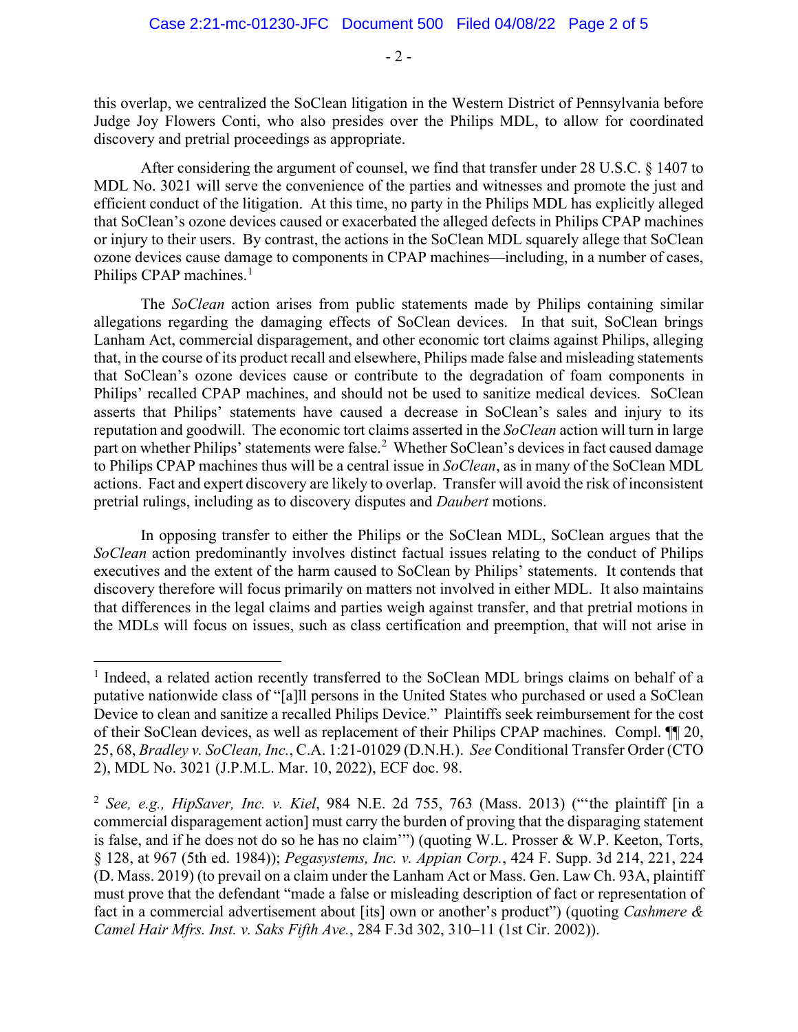this overlap, we centralized the SoClean litigation in the Western District of Pennsylvania before Judge Joy Flowers Conti, who also presides over the Philips MDL, to allow for coordinated discovery and pretrial proceedings as appropriate.

After considering the argument of counsel, we find that transfer under 28 U.S.C. § 1407 to MDL No. 3021 will serve the convenience of the parties and witnesses and promote the just and efficient conduct of the litigation. At this time, no party in the Philips MDL has explicitly alleged that SoClean's ozone devices caused or exacerbated the alleged defects in Philips CPAP machines or injury to their users. By contrast, the actions in the SoClean MDL squarely allege that SoClean ozone devices cause damage to components in CPAP machines—including, in a number of cases, Philips CPAP machines.[1]

The *SoClean* action arises from public statements made by Philips containing similar allegations regarding the damaging effects of SoClean devices. In that suit, SoClean brings Lanham Act, commercial disparagement, and other economic tort claims against Philips, alleging that, in the course of its product recall and elsewhere, Philips made false and misleading statements that SoClean's ozone devices cause or contribute to the degradation of foam components in Philips' recalled CPAP machines, and should not be used to sanitize medical devices. SoClean asserts that Philips' statements have caused a decrease in SoClean's sales and injury to its reputation and goodwill. The economic tort claims asserted in the *SoClean* action will turn in large part on whether Philips' statements were false.[2] Whether SoClean's devices in fact caused damage to Philips CPAP machines thus will be a central issue in *SoClean*, as in many of the SoClean MDL actions. Fact and expert discovery are likely to overlap. Transfer will avoid the risk of inconsistent pretrial rulings, including as to discovery disputes and *Daubert* motions.

In opposing transfer to either the Philips or the SoClean MDL, SoClean argues that the *SoClean* action predominantly involves distinct factual issues relating to the conduct of Philips executives and the extent of the harm caused to SoClean by Philips' statements. It contends that discovery therefore will focus primarily on matters not involved in either MDL. It also maintains that differences in the legal claims and parties weigh against transfer, and that pretrial motions in the MDLs will focus on issues, such as class certification and preemption, that will not arise in

---

[1] Indeed, a related action recently transferred to the SoClean MDL brings claims on behalf of a putative nationwide class of "[a]ll persons in the United States who purchased or used a SoClean Device to clean and sanitize a recalled Philips Device." Plaintiffs seek reimbursement for the cost of their SoClean devices, as well as replacement of their Philips CPAP machines. Compl. ¶¶ 20, 25, 68, *Bradley v. SoClean, Inc.*, C.A. 1:21-01029 (D.N.H.). *See* Conditional Transfer Order (CTO 2), MDL No. 3021 (J.P.M.L. Mar. 10, 2022), ECF doc. 98.

[2] *See, e.g., HipSaver, Inc. v. Kiel*, 984 N.E. 2d 755, 763 (Mass. 2013) ("'the plaintiff [in a commercial disparagement action] must carry the burden of proving that the disparaging statement is false, and if he does not do so he has no claim'") (quoting W.L. Prosser & W.P. Keeton, Torts, § 128, at 967 (5th ed. 1984)); *Pegasystems, Inc. v. Appian Corp.*, 424 F. Supp. 3d 214, 221, 224 (D. Mass. 2019) (to prevail on a claim under the Lanham Act or Mass. Gen. Law Ch. 93A, plaintiff must prove that the defendant "made a false or misleading description of fact or representation of fact in a commercial advertisement about [its] own or another's product") (quoting *Cashmere & Camel Hair Mfrs. Inst. v. Saks Fifth Ave.*, 284 F.3d 302, 310–11 (1st Cir. 2002)).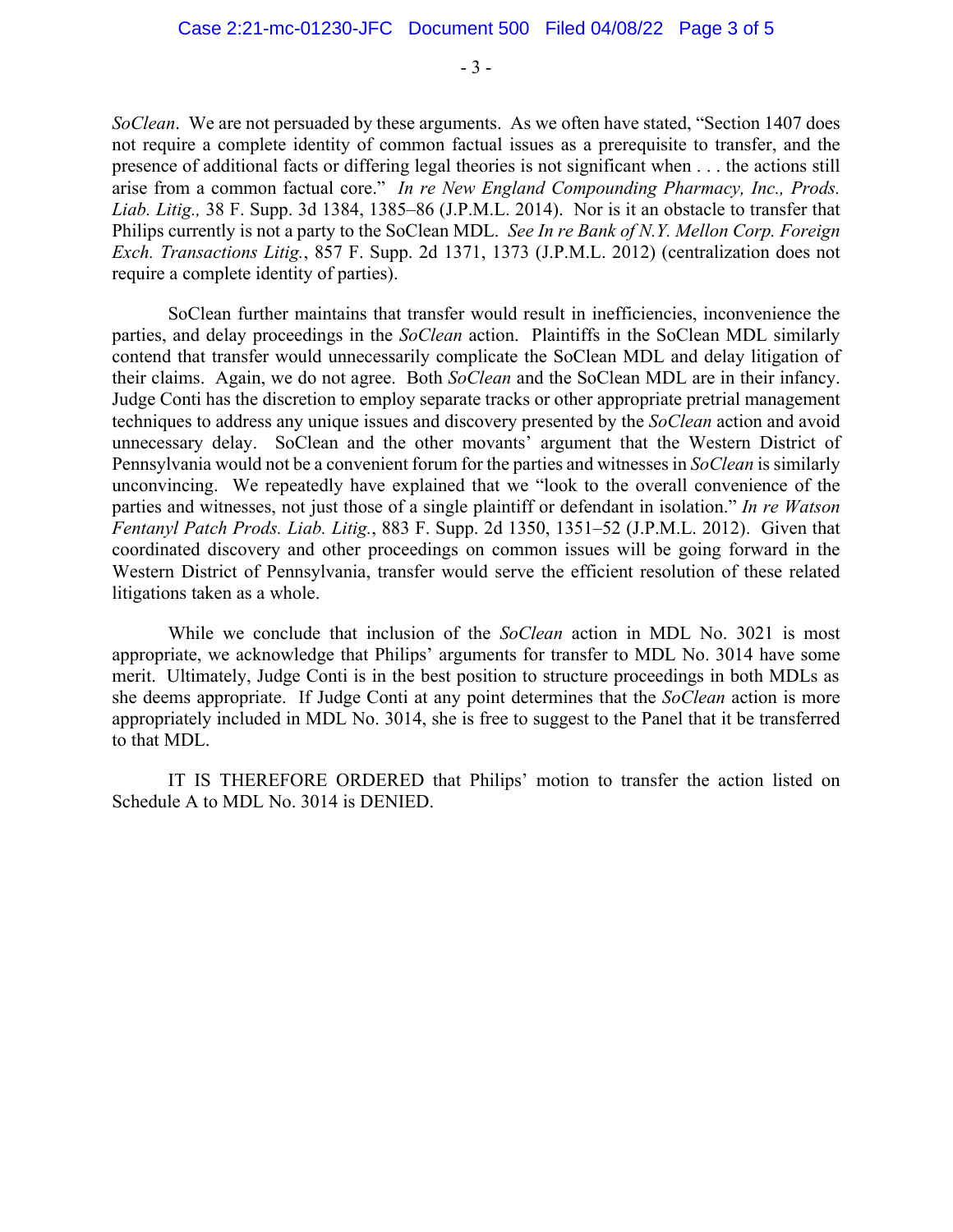*SoClean*. We are not persuaded by these arguments. As we often have stated, "Section 1407 does not require a complete identity of common factual issues as a prerequisite to transfer, and the presence of additional facts or differing legal theories is not significant when . . . the actions still arise from a common factual core." *In re New England Compounding Pharmacy, Inc., Prods. Liab. Litig.,* 38 F. Supp. 3d 1384, 1385–86 (J.P.M.L. 2014). Nor is it an obstacle to transfer that Philips currently is not a party to the SoClean MDL. *See In re Bank of N.Y. Mellon Corp. Foreign Exch. Transactions Litig.*, 857 F. Supp. 2d 1371, 1373 (J.P.M.L. 2012) (centralization does not require a complete identity of parties).

SoClean further maintains that transfer would result in inefficiencies, inconvenience the parties, and delay proceedings in the *SoClean* action. Plaintiffs in the SoClean MDL similarly contend that transfer would unnecessarily complicate the SoClean MDL and delay litigation of their claims. Again, we do not agree. Both *SoClean* and the SoClean MDL are in their infancy. Judge Conti has the discretion to employ separate tracks or other appropriate pretrial management techniques to address any unique issues and discovery presented by the *SoClean* action and avoid unnecessary delay. SoClean and the other movants' argument that the Western District of Pennsylvania would not be a convenient forum for the parties and witnesses in *SoClean* is similarly unconvincing. We repeatedly have explained that we "look to the overall convenience of the parties and witnesses, not just those of a single plaintiff or defendant in isolation." *In re Watson Fentanyl Patch Prods. Liab. Litig.*, 883 F. Supp. 2d 1350, 1351–52 (J.P.M.L. 2012). Given that coordinated discovery and other proceedings on common issues will be going forward in the Western District of Pennsylvania, transfer would serve the efficient resolution of these related litigations taken as a whole.

While we conclude that inclusion of the *SoClean* action in MDL No. 3021 is most appropriate, we acknowledge that Philips' arguments for transfer to MDL No. 3014 have some merit. Ultimately, Judge Conti is in the best position to structure proceedings in both MDLs as she deems appropriate. If Judge Conti at any point determines that the *SoClean* action is more appropriately included in MDL No. 3014, she is free to suggest to the Panel that it be transferred to that MDL.

IT IS THEREFORE ORDERED that Philips' motion to transfer the action listed on Schedule A to MDL No. 3014 is DENIED.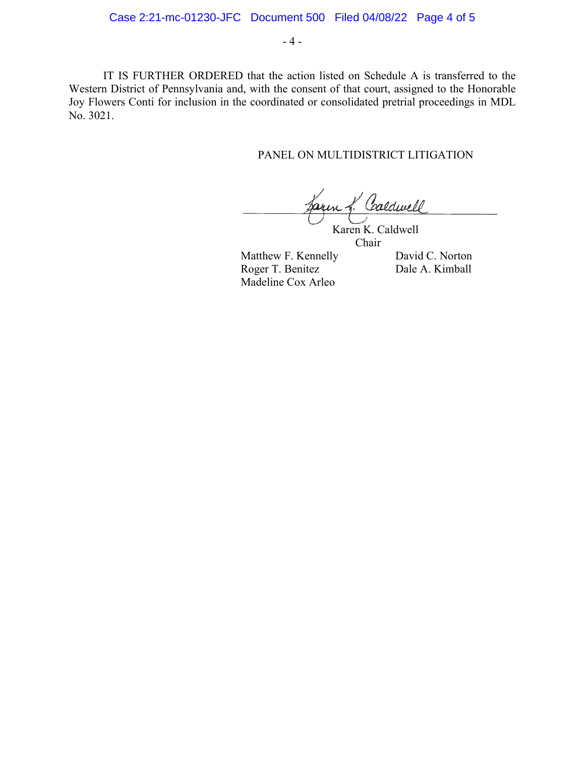IT IS FURTHER ORDERED that the action listed on Schedule A is transferred to the Western District of Pennsylvania and, with the consent of that court, assigned to the Honorable Joy Flowers Conti for inclusion in the coordinated or consolidated pretrial proceedings in MDL No. 3021.

PANEL ON MULTIDISTRICT LITIGATION

Karen K. Caldwell
Chair

Matthew F. Kennelly
Roger T. Benitez
Madeline Cox Arleo

David C. Norton
Dale A. Kimball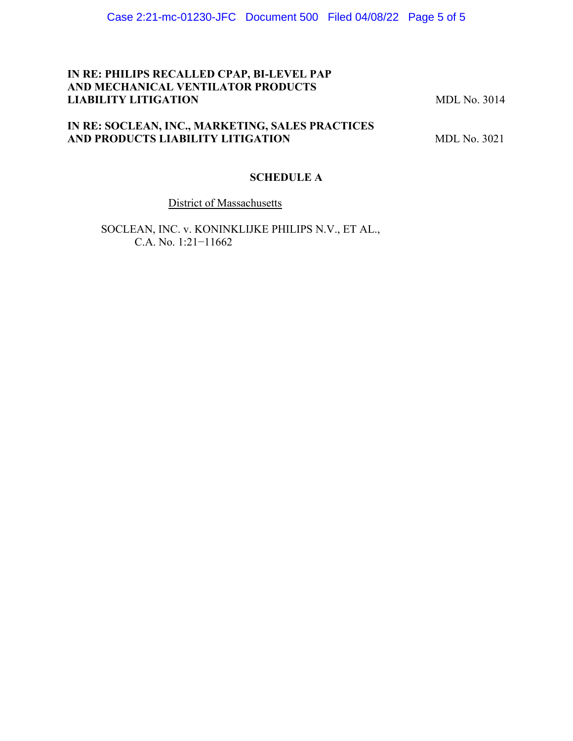**IN RE: PHILIPS RECALLED CPAP, BI-LEVEL PAP AND MECHANICAL VENTILATOR PRODUCTS LIABILITY LITIGATION** MDL No. 3014

**IN RE: SOCLEAN, INC., MARKETING, SALES PRACTICES AND PRODUCTS LIABILITY LITIGATION** MDL No. 3021

**SCHEDULE A**

District of Massachusetts

SOCLEAN, INC. v. KONINKLIJKE PHILIPS N.V., ET AL.,
C.A. No. 1:21−11662